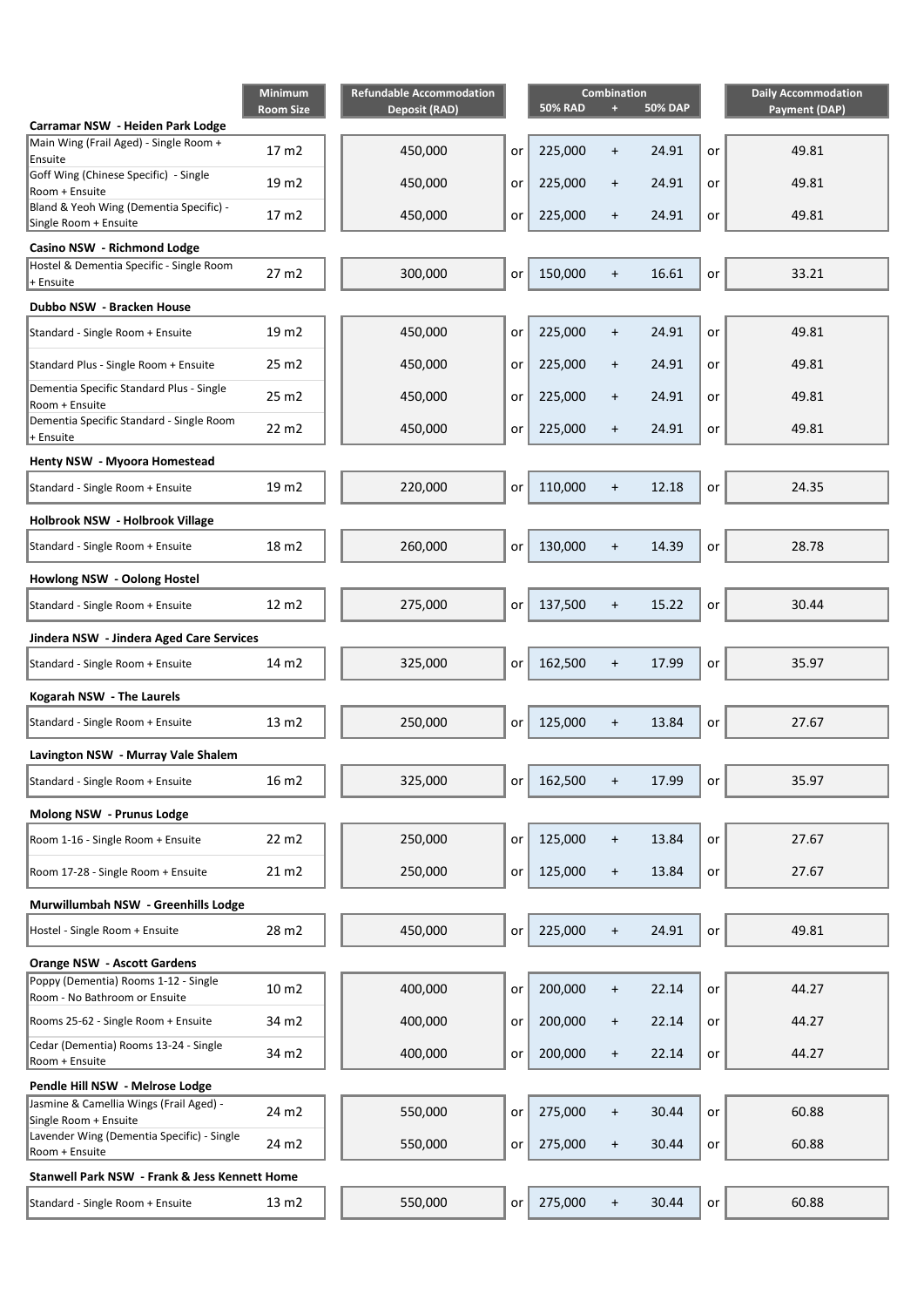| | Minimum Room Size | Refundable Accommodation Deposit (RAD) | | Combination 50% RAD | + | 50% DAP | | Daily Accommodation Payment (DAP) |
|---|---|---|---|---|---|---|---|---|
| **Carramar NSW - Heiden Park Lodge** | | | | | | | | |
| Main Wing (Frail Aged) - Single Room + Ensuite | 17 m2 | 450,000 | or | 225,000 | + | 24.91 | or | 49.81 |
| Goff Wing (Chinese Specific) - Single Room + Ensuite | 19 m2 | 450,000 | or | 225,000 | + | 24.91 | or | 49.81 |
| Bland & Yeoh Wing (Dementia Specific) - Single Room + Ensuite | 17 m2 | 450,000 | or | 225,000 | + | 24.91 | or | 49.81 |
| **Casino NSW - Richmond Lodge** | | | | | | | | |
| Hostel & Dementia Specific - Single Room + Ensuite | 27 m2 | 300,000 | or | 150,000 | + | 16.61 | or | 33.21 |
| **Dubbo NSW - Bracken House** | | | | | | | | |
| Standard - Single Room + Ensuite | 19 m2 | 450,000 | or | 225,000 | + | 24.91 | or | 49.81 |
| Standard Plus - Single Room + Ensuite | 25 m2 | 450,000 | or | 225,000 | + | 24.91 | or | 49.81 |
| Dementia Specific Standard Plus - Single Room + Ensuite | 25 m2 | 450,000 | or | 225,000 | + | 24.91 | or | 49.81 |
| Dementia Specific Standard - Single Room + Ensuite | 22 m2 | 450,000 | or | 225,000 | + | 24.91 | or | 49.81 |
| **Henty NSW - Myoora Homestead** | | | | | | | | |
| Standard - Single Room + Ensuite | 19 m2 | 220,000 | or | 110,000 | + | 12.18 | or | 24.35 |
| **Holbrook NSW - Holbrook Village** | | | | | | | | |
| Standard - Single Room + Ensuite | 18 m2 | 260,000 | or | 130,000 | + | 14.39 | or | 28.78 |
| **Howlong NSW - Oolong Hostel** | | | | | | | | |
| Standard - Single Room + Ensuite | 12 m2 | 275,000 | or | 137,500 | + | 15.22 | or | 30.44 |
| **Jindera NSW - Jindera Aged Care Services** | | | | | | | | |
| Standard - Single Room + Ensuite | 14 m2 | 325,000 | or | 162,500 | + | 17.99 | or | 35.97 |
| **Kogarah NSW - The Laurels** | | | | | | | | |
| Standard - Single Room + Ensuite | 13 m2 | 250,000 | or | 125,000 | + | 13.84 | or | 27.67 |
| **Lavington NSW - Murray Vale Shalem** | | | | | | | | |
| Standard - Single Room + Ensuite | 16 m2 | 325,000 | or | 162,500 | + | 17.99 | or | 35.97 |
| **Molong NSW - Prunus Lodge** | | | | | | | | |
| Room 1-16 - Single Room + Ensuite | 22 m2 | 250,000 | or | 125,000 | + | 13.84 | or | 27.67 |
| Room 17-28 - Single Room + Ensuite | 21 m2 | 250,000 | or | 125,000 | + | 13.84 | or | 27.67 |
| **Murwillumbah NSW - Greenhills Lodge** | | | | | | | | |
| Hostel - Single Room + Ensuite | 28 m2 | 450,000 | or | 225,000 | + | 24.91 | or | 49.81 |
| **Orange NSW - Ascott Gardens** | | | | | | | | |
| Poppy (Dementia) Rooms 1-12 - Single Room - No Bathroom or Ensuite | 10 m2 | 400,000 | or | 200,000 | + | 22.14 | or | 44.27 |
| Rooms 25-62 - Single Room + Ensuite | 34 m2 | 400,000 | or | 200,000 | + | 22.14 | or | 44.27 |
| Cedar (Dementia) Rooms 13-24 - Single Room + Ensuite | 34 m2 | 400,000 | or | 200,000 | + | 22.14 | or | 44.27 |
| **Pendle Hill NSW - Melrose Lodge** | | | | | | | | |
| Jasmine & Camellia Wings (Frail Aged) - Single Room + Ensuite | 24 m2 | 550,000 | or | 275,000 | + | 30.44 | or | 60.88 |
| Lavender Wing (Dementia Specific) - Single Room + Ensuite | 24 m2 | 550,000 | or | 275,000 | + | 30.44 | or | 60.88 |
| **Stanwell Park NSW - Frank & Jess Kennett Home** | | | | | | | | |
| Standard - Single Room + Ensuite | 13 m2 | 550,000 | or | 275,000 | + | 30.44 | or | 60.88 |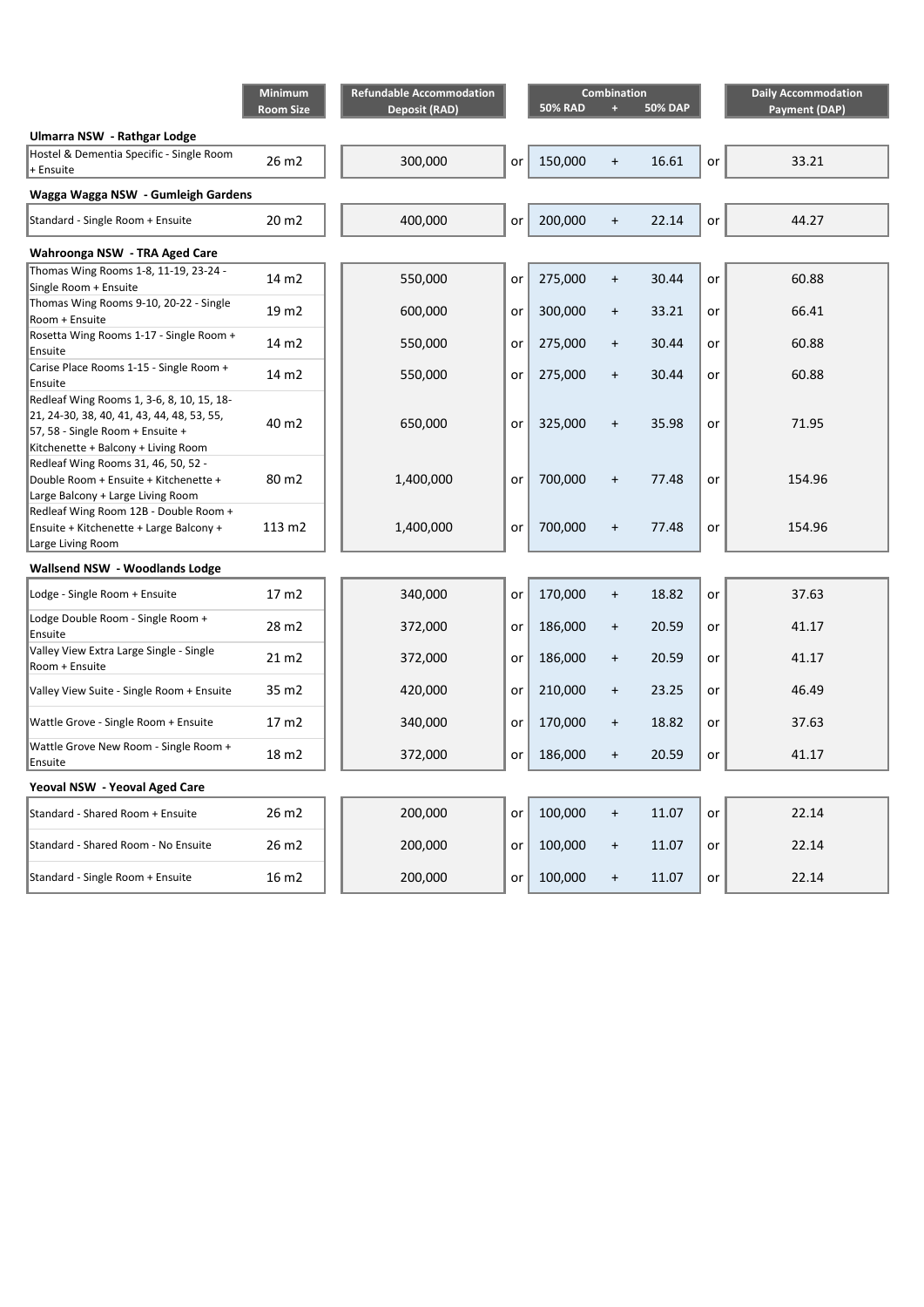| | Minimum Room Size | Refundable Accommodation Deposit (RAD) | | Combination 50% RAD | + | 50% DAP | | Daily Accommodation Payment (DAP) |
|---|---|---|---|---|---|---|---|---|
| **Ulmarra NSW - Rathgar Lodge** | | | | | | | | |
| Hostel & Dementia Specific - Single Room + Ensuite | 26 m2 | 300,000 | or | 150,000 | + | 16.61 | or | 33.21 |
| **Wagga Wagga NSW - Gumleigh Gardens** | | | | | | | | |
| Standard - Single Room + Ensuite | 20 m2 | 400,000 | or | 200,000 | + | 22.14 | or | 44.27 |
| **Wahroonga NSW - TRA Aged Care** | | | | | | | | |
| Thomas Wing Rooms 1-8, 11-19, 23-24 - Single Room + Ensuite | 14 m2 | 550,000 | or | 275,000 | + | 30.44 | or | 60.88 |
| Thomas Wing Rooms 9-10, 20-22 - Single Room + Ensuite | 19 m2 | 600,000 | or | 300,000 | + | 33.21 | or | 66.41 |
| Rosetta Wing Rooms 1-17 - Single Room + Ensuite | 14 m2 | 550,000 | or | 275,000 | + | 30.44 | or | 60.88 |
| Carise Place Rooms 1-15 - Single Room + Ensuite | 14 m2 | 550,000 | or | 275,000 | + | 30.44 | or | 60.88 |
| Redleaf Wing Rooms 1, 3-6, 8, 10, 15, 18-21, 24-30, 38, 40, 41, 43, 44, 48, 53, 55, 57, 58 - Single Room + Ensuite + Kitchenette + Balcony + Living Room | 40 m2 | 650,000 | or | 325,000 | + | 35.98 | or | 71.95 |
| Redleaf Wing Rooms 31, 46, 50, 52 - Double Room + Ensuite + Kitchenette + Large Balcony + Large Living Room | 80 m2 | 1,400,000 | or | 700,000 | + | 77.48 | or | 154.96 |
| Redleaf Wing Room 12B - Double Room + Ensuite + Kitchenette + Large Balcony + Large Living Room | 113 m2 | 1,400,000 | or | 700,000 | + | 77.48 | or | 154.96 |
| **Wallsend NSW - Woodlands Lodge** | | | | | | | | |
| Lodge - Single Room + Ensuite | 17 m2 | 340,000 | or | 170,000 | + | 18.82 | or | 37.63 |
| Lodge Double Room - Single Room + Ensuite | 28 m2 | 372,000 | or | 186,000 | + | 20.59 | or | 41.17 |
| Valley View Extra Large Single - Single Room + Ensuite | 21 m2 | 372,000 | or | 186,000 | + | 20.59 | or | 41.17 |
| Valley View Suite - Single Room + Ensuite | 35 m2 | 420,000 | or | 210,000 | + | 23.25 | or | 46.49 |
| Wattle Grove - Single Room + Ensuite | 17 m2 | 340,000 | or | 170,000 | + | 18.82 | or | 37.63 |
| Wattle Grove New Room - Single Room + Ensuite | 18 m2 | 372,000 | or | 186,000 | + | 20.59 | or | 41.17 |
| **Yeoval NSW - Yeoval Aged Care** | | | | | | | | |
| Standard - Shared Room + Ensuite | 26 m2 | 200,000 | or | 100,000 | + | 11.07 | or | 22.14 |
| Standard - Shared Room - No Ensuite | 26 m2 | 200,000 | or | 100,000 | + | 11.07 | or | 22.14 |
| Standard - Single Room + Ensuite | 16 m2 | 200,000 | or | 100,000 | + | 11.07 | or | 22.14 |